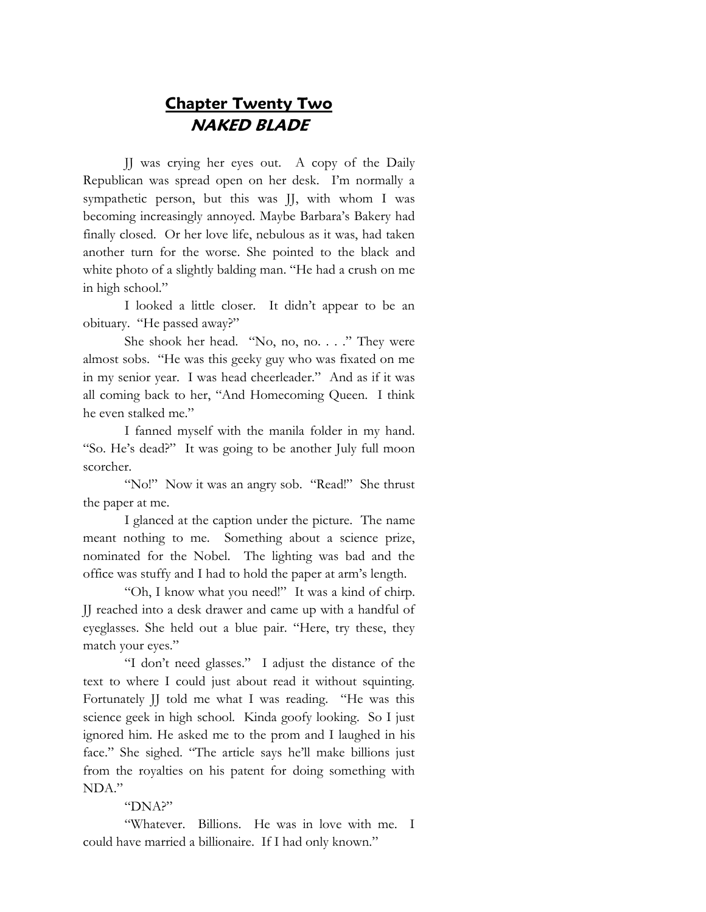# Chapter Twenty Two
## *NAKED BLADE*

JJ was crying her eyes out. A copy of the Daily Republican was spread open on her desk. I'm normally a sympathetic person, but this was JJ, with whom I was becoming increasingly annoyed. Maybe Barbara's Bakery had finally closed. Or her love life, nebulous as it was, had taken another turn for the worse. She pointed to the black and white photo of a slightly balding man. "He had a crush on me in high school."

I looked a little closer. It didn't appear to be an obituary. "He passed away?"

She shook her head. "No, no, no. . . ." They were almost sobs. "He was this geeky guy who was fixated on me in my senior year. I was head cheerleader." And as if it was all coming back to her, "And Homecoming Queen. I think he even stalked me."

I fanned myself with the manila folder in my hand. "So. He's dead?" It was going to be another July full moon scorcher.

"No!" Now it was an angry sob. "Read!" She thrust the paper at me.

I glanced at the caption under the picture. The name meant nothing to me. Something about a science prize, nominated for the Nobel. The lighting was bad and the office was stuffy and I had to hold the paper at arm's length.

"Oh, I know what you need!" It was a kind of chirp. JJ reached into a desk drawer and came up with a handful of eyeglasses. She held out a blue pair. "Here, try these, they match your eyes."

"I don't need glasses." I adjust the distance of the text to where I could just about read it without squinting. Fortunately JJ told me what I was reading. "He was this science geek in high school. Kinda goofy looking. So I just ignored him. He asked me to the prom and I laughed in his face." She sighed. "The article says he'll make billions just from the royalties on his patent for doing something with NDA."

"DNA?"

"Whatever. Billions. He was in love with me. I could have married a billionaire. If I had only known."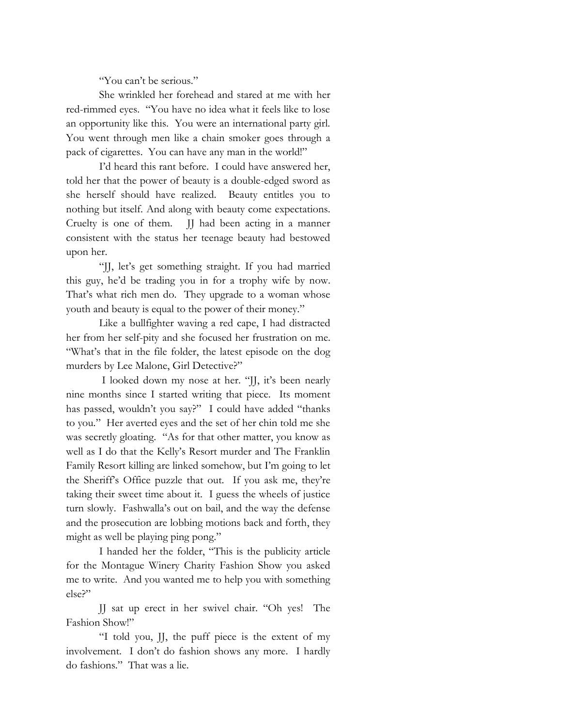"You can't be serious."

She wrinkled her forehead and stared at me with her red-rimmed eyes. "You have no idea what it feels like to lose an opportunity like this. You were an international party girl. You went through men like a chain smoker goes through a pack of cigarettes. You can have any man in the world!"

I'd heard this rant before. I could have answered her, told her that the power of beauty is a double-edged sword as she herself should have realized. Beauty entitles you to nothing but itself. And along with beauty come expectations. Cruelty is one of them. JJ had been acting in a manner consistent with the status her teenage beauty had bestowed upon her.

"JJ, let's get something straight. If you had married this guy, he'd be trading you in for a trophy wife by now. That's what rich men do. They upgrade to a woman whose youth and beauty is equal to the power of their money."

Like a bullfighter waving a red cape, I had distracted her from her self-pity and she focused her frustration on me. "What's that in the file folder, the latest episode on the dog murders by Lee Malone, Girl Detective?"

I looked down my nose at her. "JJ, it's been nearly nine months since I started writing that piece. Its moment has passed, wouldn't you say?" I could have added "thanks to you." Her averted eyes and the set of her chin told me she was secretly gloating. "As for that other matter, you know as well as I do that the Kelly's Resort murder and The Franklin Family Resort killing are linked somehow, but I'm going to let the Sheriff's Office puzzle that out. If you ask me, they're taking their sweet time about it. I guess the wheels of justice turn slowly. Fashwalla's out on bail, and the way the defense and the prosecution are lobbing motions back and forth, they might as well be playing ping pong."

I handed her the folder, "This is the publicity article for the Montague Winery Charity Fashion Show you asked me to write. And you wanted me to help you with something else?"

JJ sat up erect in her swivel chair. "Oh yes! The Fashion Show!"

"I told you, JJ, the puff piece is the extent of my involvement. I don't do fashion shows any more. I hardly do fashions." That was a lie.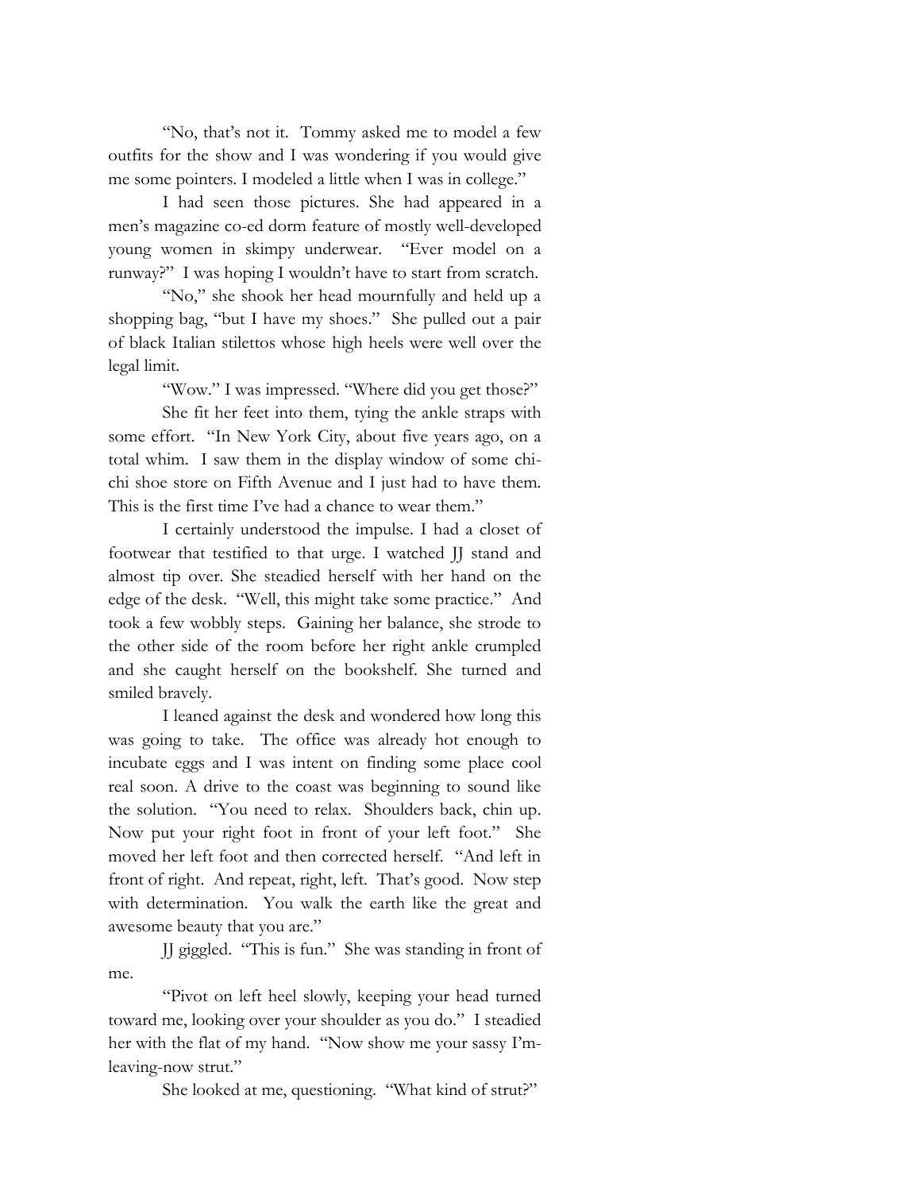"No, that's not it. Tommy asked me to model a few outfits for the show and I was wondering if you would give me some pointers. I modeled a little when I was in college."

I had seen those pictures. She had appeared in a men's magazine co-ed dorm feature of mostly well-developed young women in skimpy underwear. "Ever model on a runway?" I was hoping I wouldn't have to start from scratch.

"No," she shook her head mournfully and held up a shopping bag, "but I have my shoes." She pulled out a pair of black Italian stilettos whose high heels were well over the legal limit.

"Wow." I was impressed. "Where did you get those?"

She fit her feet into them, tying the ankle straps with some effort. "In New York City, about five years ago, on a total whim. I saw them in the display window of some chi-chi shoe store on Fifth Avenue and I just had to have them. This is the first time I've had a chance to wear them."

I certainly understood the impulse. I had a closet of footwear that testified to that urge. I watched JJ stand and almost tip over. She steadied herself with her hand on the edge of the desk. "Well, this might take some practice." And took a few wobbly steps. Gaining her balance, she strode to the other side of the room before her right ankle crumpled and she caught herself on the bookshelf. She turned and smiled bravely.

I leaned against the desk and wondered how long this was going to take. The office was already hot enough to incubate eggs and I was intent on finding some place cool real soon. A drive to the coast was beginning to sound like the solution. "You need to relax. Shoulders back, chin up. Now put your right foot in front of your left foot." She moved her left foot and then corrected herself. "And left in front of right. And repeat, right, left. That's good. Now step with determination. You walk the earth like the great and awesome beauty that you are."

JJ giggled. "This is fun." She was standing in front of me.

"Pivot on left heel slowly, keeping your head turned toward me, looking over your shoulder as you do." I steadied her with the flat of my hand. "Now show me your sassy I'm-leaving-now strut."

She looked at me, questioning. "What kind of strut?"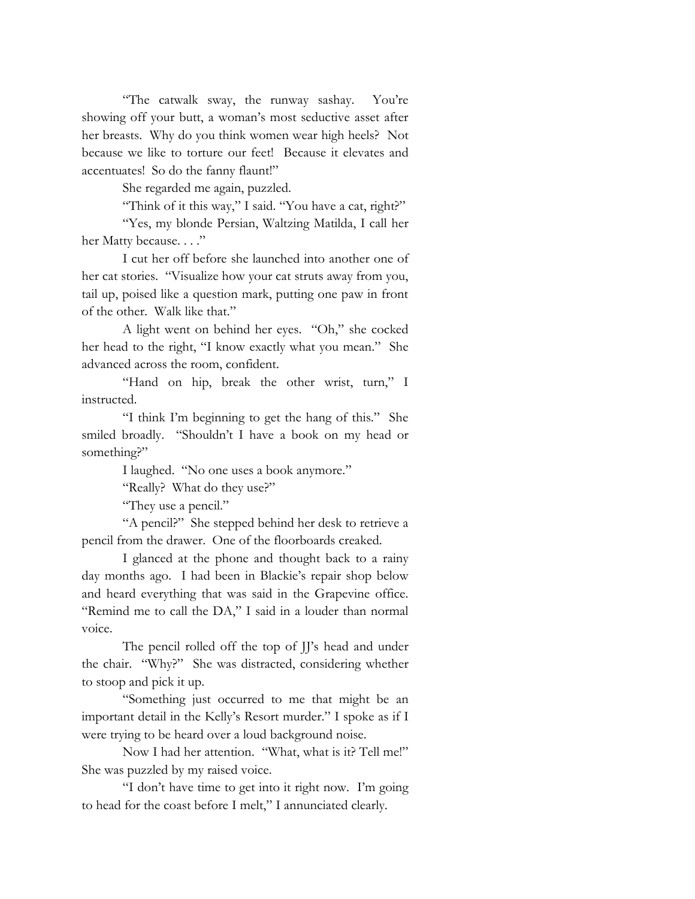"The catwalk sway, the runway sashay. You're showing off your butt, a woman's most seductive asset after her breasts. Why do you think women wear high heels? Not because we like to torture our feet! Because it elevates and accentuates! So do the fanny flaunt!"

She regarded me again, puzzled.

"Think of it this way," I said. "You have a cat, right?"

"Yes, my blonde Persian, Waltzing Matilda, I call her her Matty because. . . ."

I cut her off before she launched into another one of her cat stories. "Visualize how your cat struts away from you, tail up, poised like a question mark, putting one paw in front of the other. Walk like that."

A light went on behind her eyes. "Oh," she cocked her head to the right, "I know exactly what you mean." She advanced across the room, confident.

"Hand on hip, break the other wrist, turn," I instructed.

"I think I'm beginning to get the hang of this." She smiled broadly. "Shouldn't I have a book on my head or something?"

I laughed. "No one uses a book anymore."

"Really? What do they use?"

"They use a pencil."

"A pencil?" She stepped behind her desk to retrieve a pencil from the drawer. One of the floorboards creaked.

I glanced at the phone and thought back to a rainy day months ago. I had been in Blackie's repair shop below and heard everything that was said in the Grapevine office. "Remind me to call the DA," I said in a louder than normal voice.

The pencil rolled off the top of JJ's head and under the chair. "Why?" She was distracted, considering whether to stoop and pick it up.

"Something just occurred to me that might be an important detail in the Kelly's Resort murder." I spoke as if I were trying to be heard over a loud background noise.

Now I had her attention. "What, what is it? Tell me!" She was puzzled by my raised voice.

"I don't have time to get into it right now. I'm going to head for the coast before I melt," I annunciated clearly.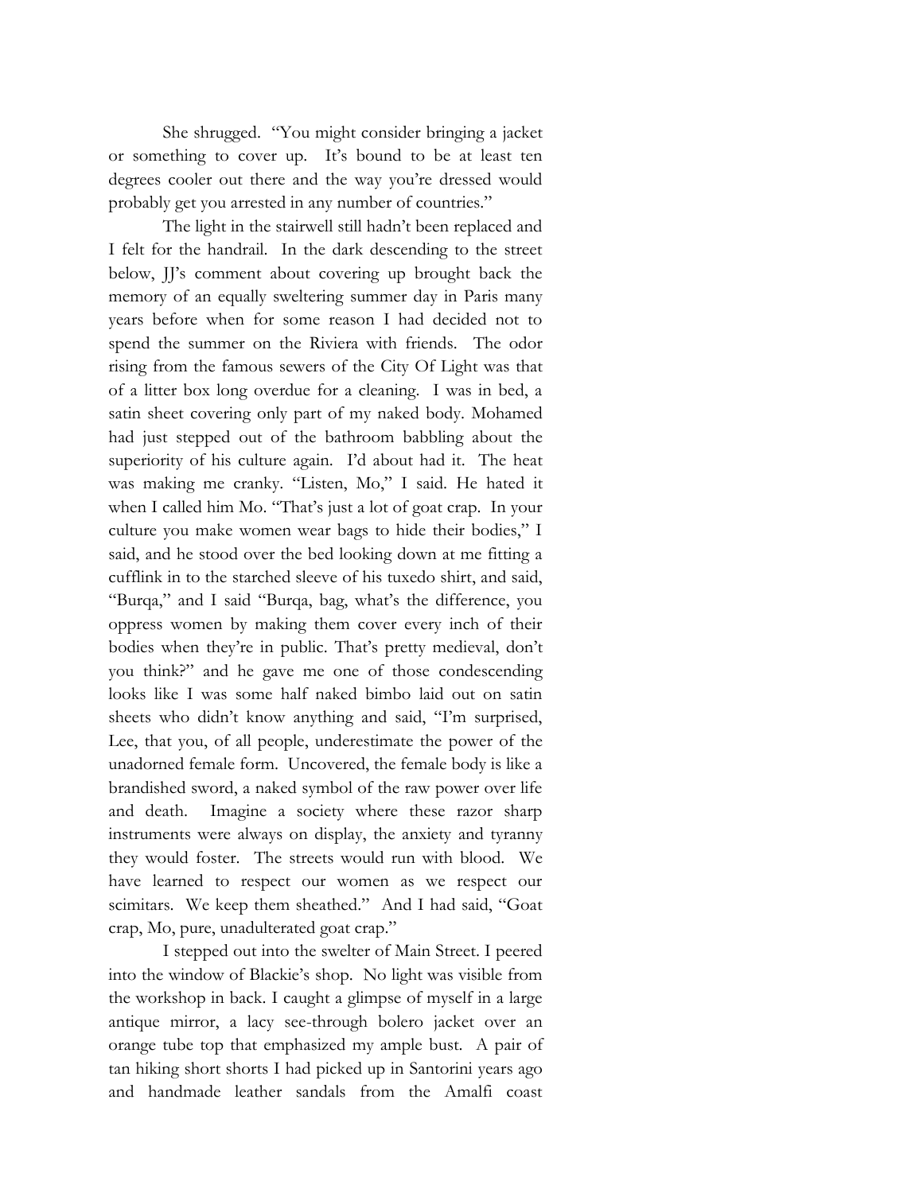She shrugged. "You might consider bringing a jacket or something to cover up. It's bound to be at least ten degrees cooler out there and the way you're dressed would probably get you arrested in any number of countries."

The light in the stairwell still hadn't been replaced and I felt for the handrail. In the dark descending to the street below, JJ's comment about covering up brought back the memory of an equally sweltering summer day in Paris many years before when for some reason I had decided not to spend the summer on the Riviera with friends. The odor rising from the famous sewers of the City Of Light was that of a litter box long overdue for a cleaning. I was in bed, a satin sheet covering only part of my naked body. Mohamed had just stepped out of the bathroom babbling about the superiority of his culture again. I'd about had it. The heat was making me cranky. "Listen, Mo," I said. He hated it when I called him Mo. "That's just a lot of goat crap. In your culture you make women wear bags to hide their bodies," I said, and he stood over the bed looking down at me fitting a cufflink in to the starched sleeve of his tuxedo shirt, and said, "Burqa," and I said "Burqa, bag, what's the difference, you oppress women by making them cover every inch of their bodies when they're in public. That's pretty medieval, don't you think?" and he gave me one of those condescending looks like I was some half naked bimbo laid out on satin sheets who didn't know anything and said, "I'm surprised, Lee, that you, of all people, underestimate the power of the unadorned female form. Uncovered, the female body is like a brandished sword, a naked symbol of the raw power over life and death. Imagine a society where these razor sharp instruments were always on display, the anxiety and tyranny they would foster. The streets would run with blood. We have learned to respect our women as we respect our scimitars. We keep them sheathed." And I had said, "Goat crap, Mo, pure, unadulterated goat crap."

I stepped out into the swelter of Main Street. I peered into the window of Blackie's shop. No light was visible from the workshop in back. I caught a glimpse of myself in a large antique mirror, a lacy see-through bolero jacket over an orange tube top that emphasized my ample bust. A pair of tan hiking short shorts I had picked up in Santorini years ago and handmade leather sandals from the Amalfi coast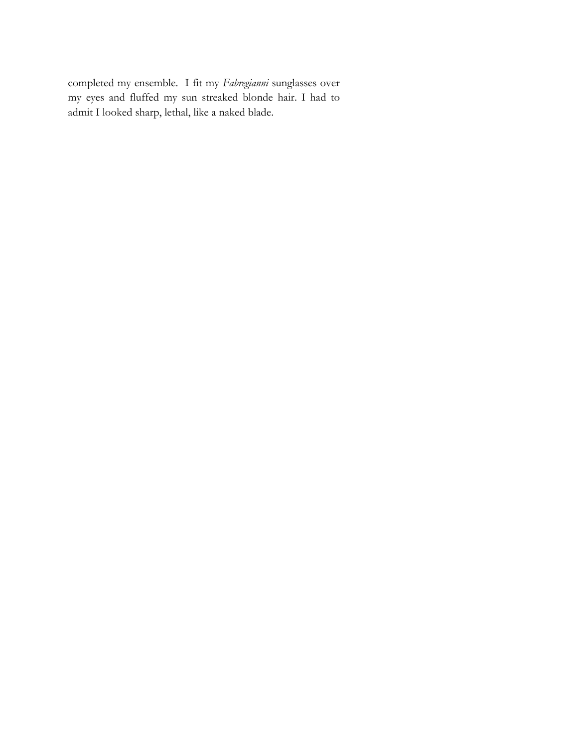completed my ensemble. I fit my *Fabregianni* sunglasses over my eyes and fluffed my sun streaked blonde hair. I had to admit I looked sharp, lethal, like a naked blade.